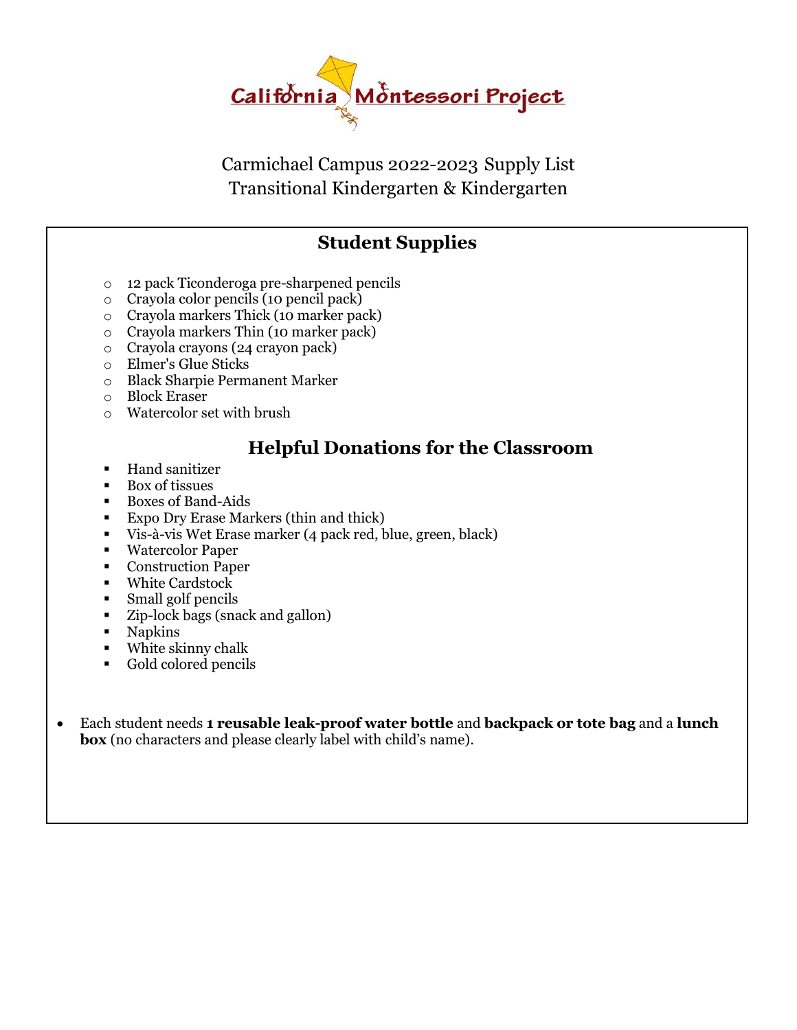California Montessori Project

Carmichael Campus 2022-2023 Supply List
Transitional Kindergarten & Kindergarten

## Student Supplies

- 12 pack Ticonderoga pre-sharpened pencils
- Crayola color pencils (10 pencil pack)
- Crayola markers Thick (10 marker pack)
- Crayola markers Thin (10 marker pack)
- Crayola crayons (24 crayon pack)
- Elmer's Glue Sticks
- Black Sharpie Permanent Marker
- Block Eraser
- Watercolor set with brush

## Helpful Donations for the Classroom

- Hand sanitizer
- Box of tissues
- Boxes of Band-Aids
- Expo Dry Erase Markers (thin and thick)
- Vis-à-vis Wet Erase marker (4 pack red, blue, green, black)
- Watercolor Paper
- Construction Paper
- White Cardstock
- Small golf pencils
- Zip-lock bags (snack and gallon)
- Napkins
- White skinny chalk
- Gold colored pencils

- Each student needs **1 reusable leak-proof water bottle** and **backpack or tote bag** and a **lunch box** (no characters and please clearly label with child's name).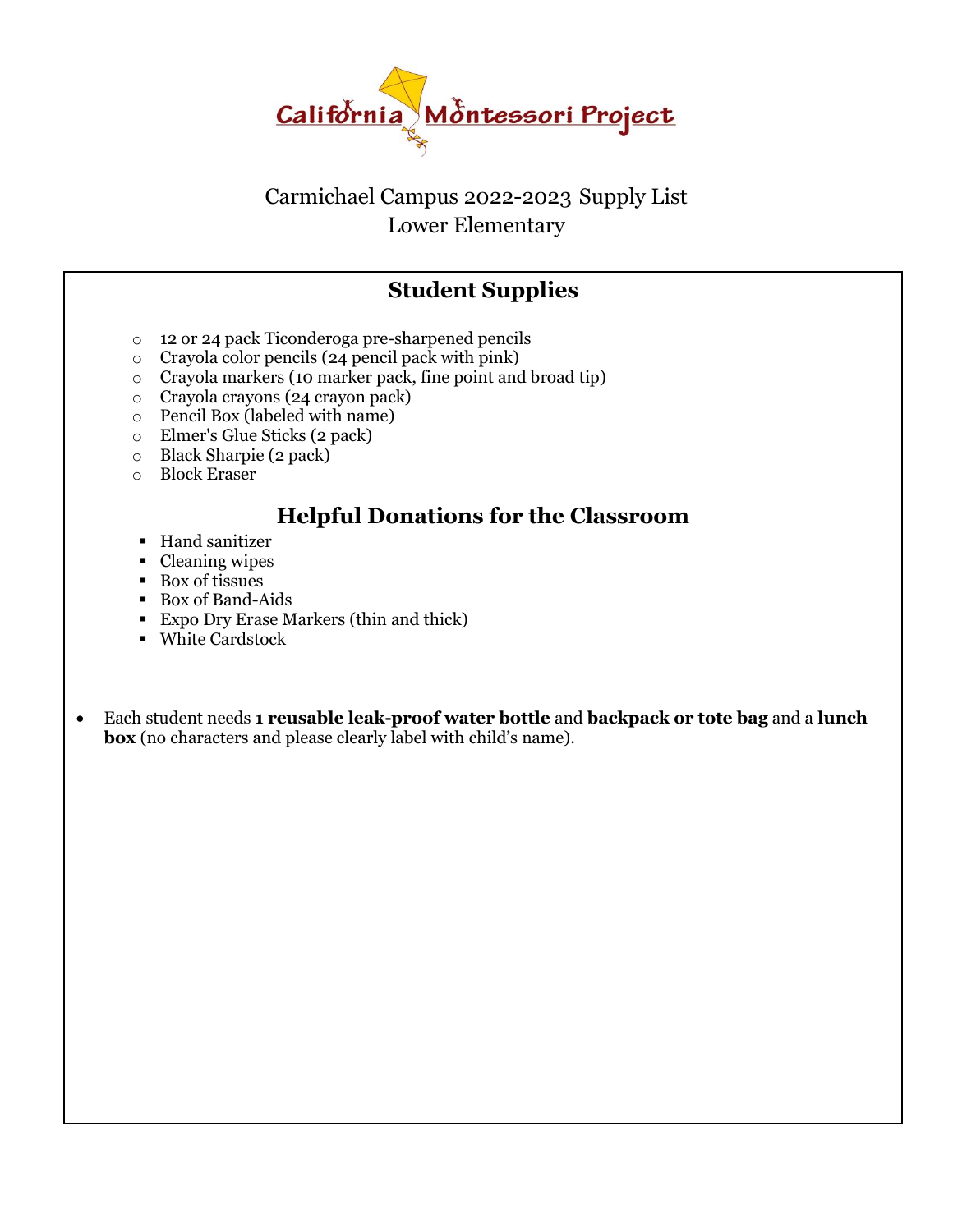California Montessori Project

Carmichael Campus 2022-2023 Supply List
Lower Elementary

## Student Supplies

- 12 or 24 pack Ticonderoga pre-sharpened pencils
- Crayola color pencils (24 pencil pack with pink)
- Crayola markers (10 marker pack, fine point and broad tip)
- Crayola crayons (24 crayon pack)
- Pencil Box (labeled with name)
- Elmer's Glue Sticks (2 pack)
- Black Sharpie (2 pack)
- Block Eraser

## Helpful Donations for the Classroom

- Hand sanitizer
- Cleaning wipes
- Box of tissues
- Box of Band-Aids
- Expo Dry Erase Markers (thin and thick)
- White Cardstock

- Each student needs **1 reusable leak-proof water bottle** and **backpack or tote bag** and a **lunch box** (no characters and please clearly label with child's name).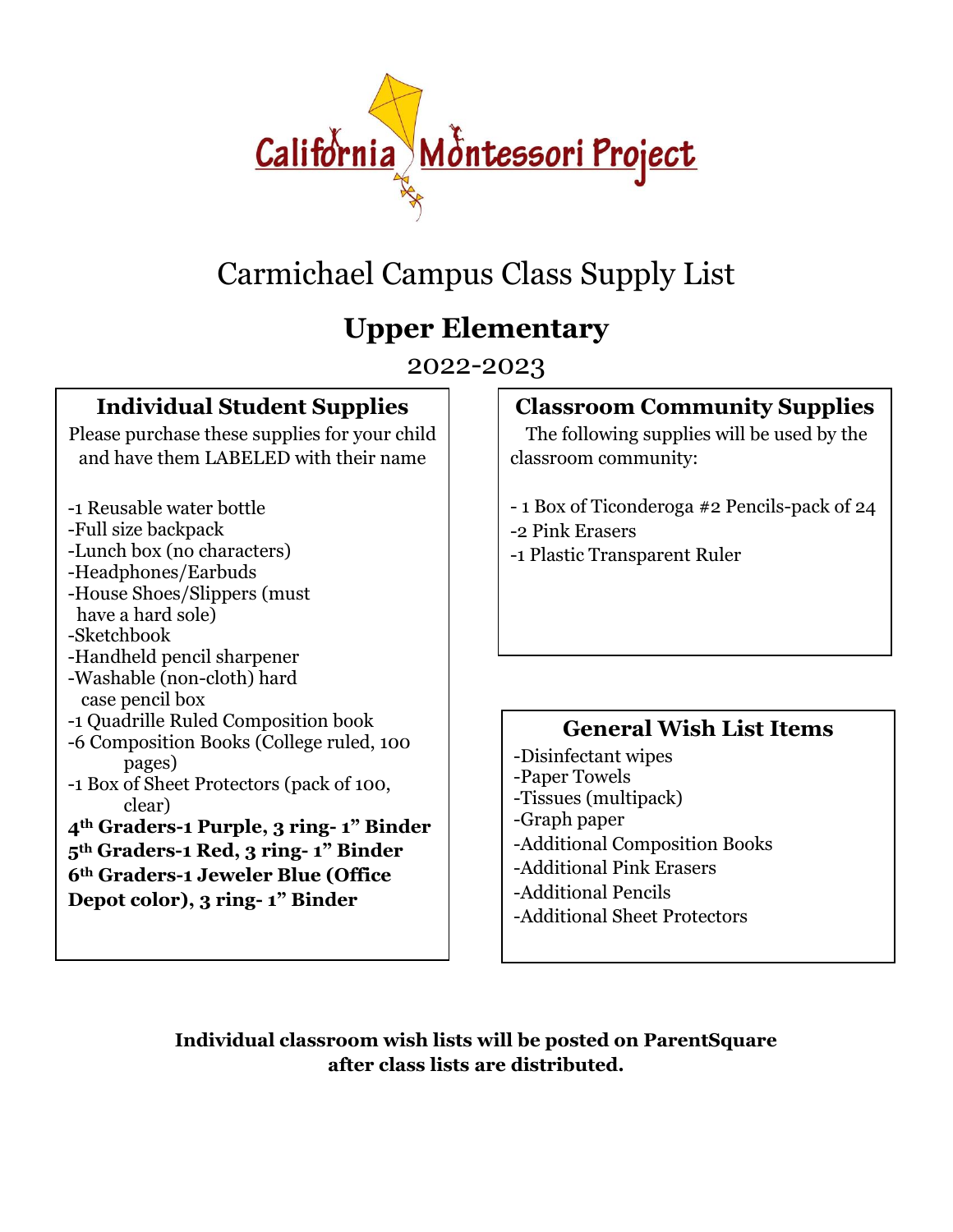California Montessori Project

# Carmichael Campus Class Supply List

## Upper Elementary

2022-2023

### Individual Student Supplies

Please purchase these supplies for your child and have them LABELED with their name

- -1 Reusable water bottle
- -Full size backpack
- -Lunch box (no characters)
- -Headphones/Earbuds
- -House Shoes/Slippers (must have a hard sole)
- -Sketchbook
- -Handheld pencil sharpener
- -Washable (non-cloth) hard case pencil box
- -1 Quadrille Ruled Composition book
- -6 Composition Books (College ruled, 100 pages)
- -1 Box of Sheet Protectors (pack of 100, clear)

**4th Graders-1 Purple, 3 ring- 1" Binder**
**5th Graders-1 Red, 3 ring- 1" Binder**
**6th Graders-1 Jeweler Blue (Office Depot color), 3 ring- 1" Binder**

### Classroom Community Supplies

The following supplies will be used by the classroom community:

- - 1 Box of Ticonderoga #2 Pencils-pack of 24
- -2 Pink Erasers
- -1 Plastic Transparent Ruler

### General Wish List Items

- -Disinfectant wipes
- -Paper Towels
- -Tissues (multipack)
- -Graph paper
- -Additional Composition Books
- -Additional Pink Erasers
- -Additional Pencils
- -Additional Sheet Protectors

**Individual classroom wish lists will be posted on ParentSquare after class lists are distributed.**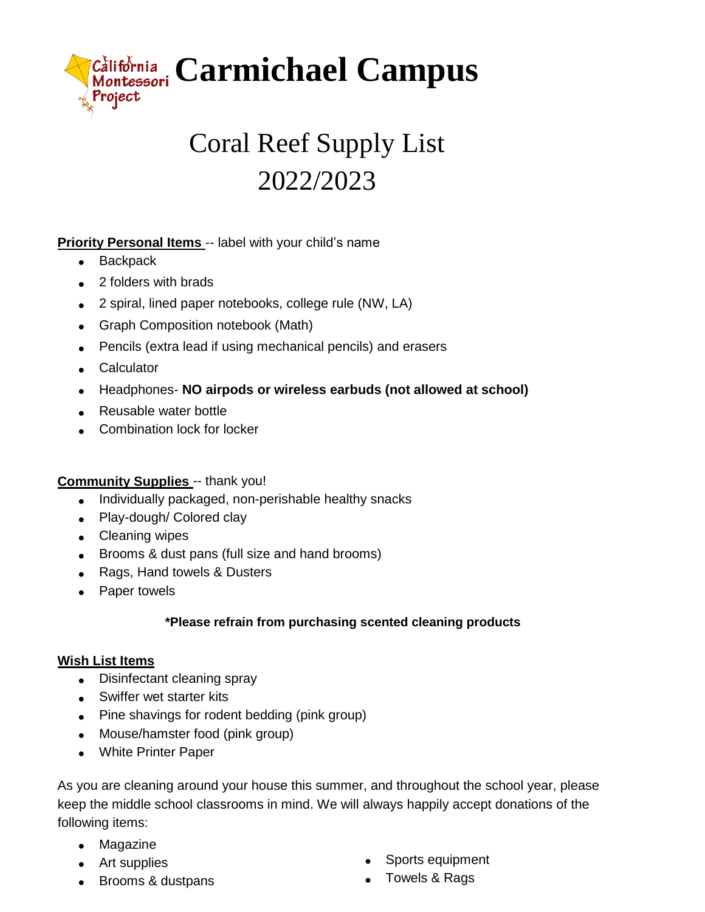# Carmichael Campus

## Coral Reef Supply List
## 2022/2023

**Priority Personal Items** -- label with your child's name

- Backpack
- 2 folders with brads
- 2 spiral, lined paper notebooks, college rule (NW, LA)
- Graph Composition notebook (Math)
- Pencils (extra lead if using mechanical pencils) and erasers
- Calculator
- Headphones- **NO airpods or wireless earbuds (not allowed at school)**
- Reusable water bottle
- Combination lock for locker

**Community Supplies** -- thank you!

- Individually packaged, non-perishable healthy snacks
- Play-dough/ Colored clay
- Cleaning wipes
- Brooms & dust pans (full size and hand brooms)
- Rags, Hand towels & Dusters
- Paper towels

**\*Please refrain from purchasing scented cleaning products**

**Wish List Items**

- Disinfectant cleaning spray
- Swiffer wet starter kits
- Pine shavings for rodent bedding (pink group)
- Mouse/hamster food (pink group)
- White Printer Paper

As you are cleaning around your house this summer, and throughout the school year, please keep the middle school classrooms in mind. We will always happily accept donations of the following items:

- Magazine
- Art supplies
- Brooms & dustpans
- Sports equipment
- Towels & Rags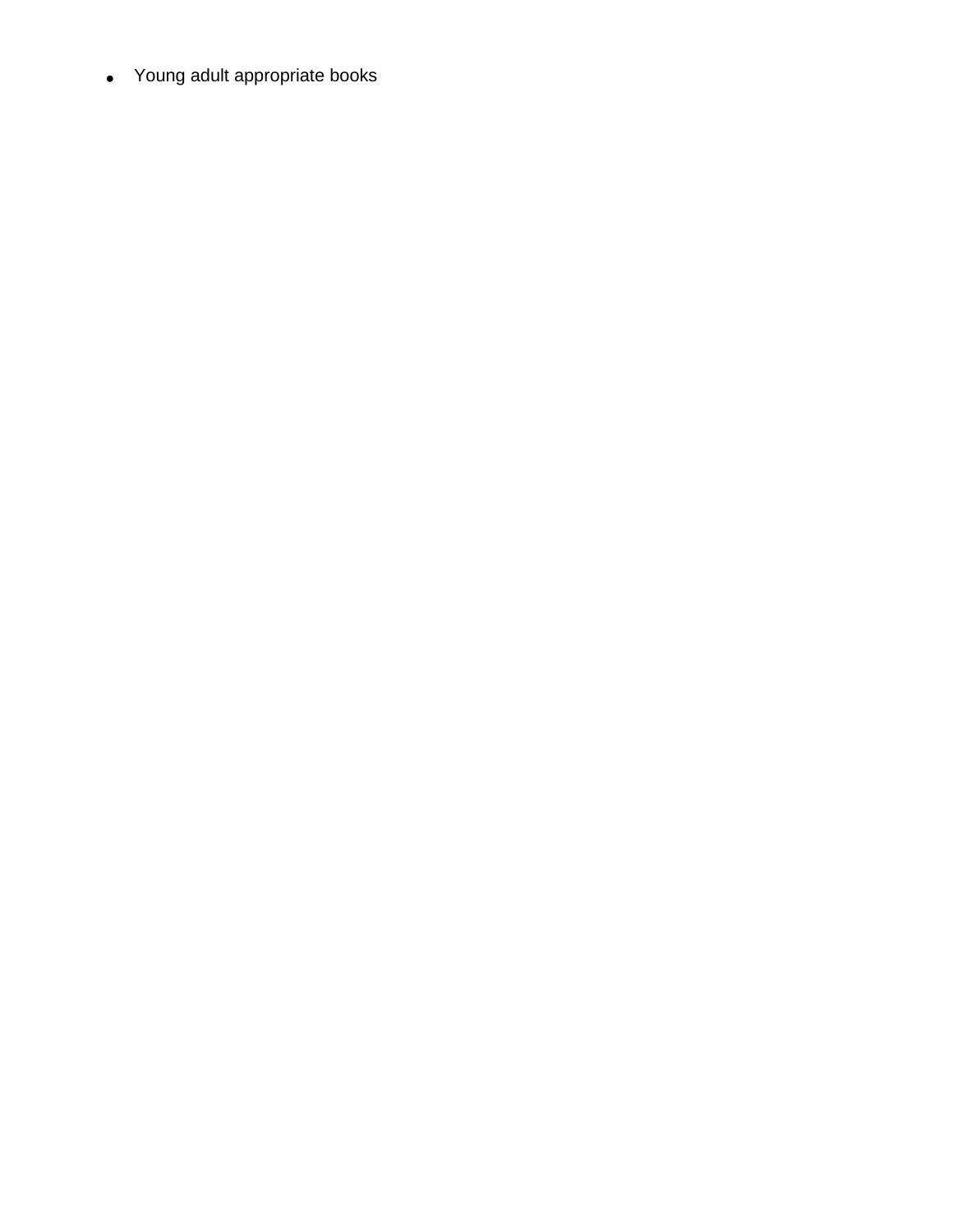- Young adult appropriate books